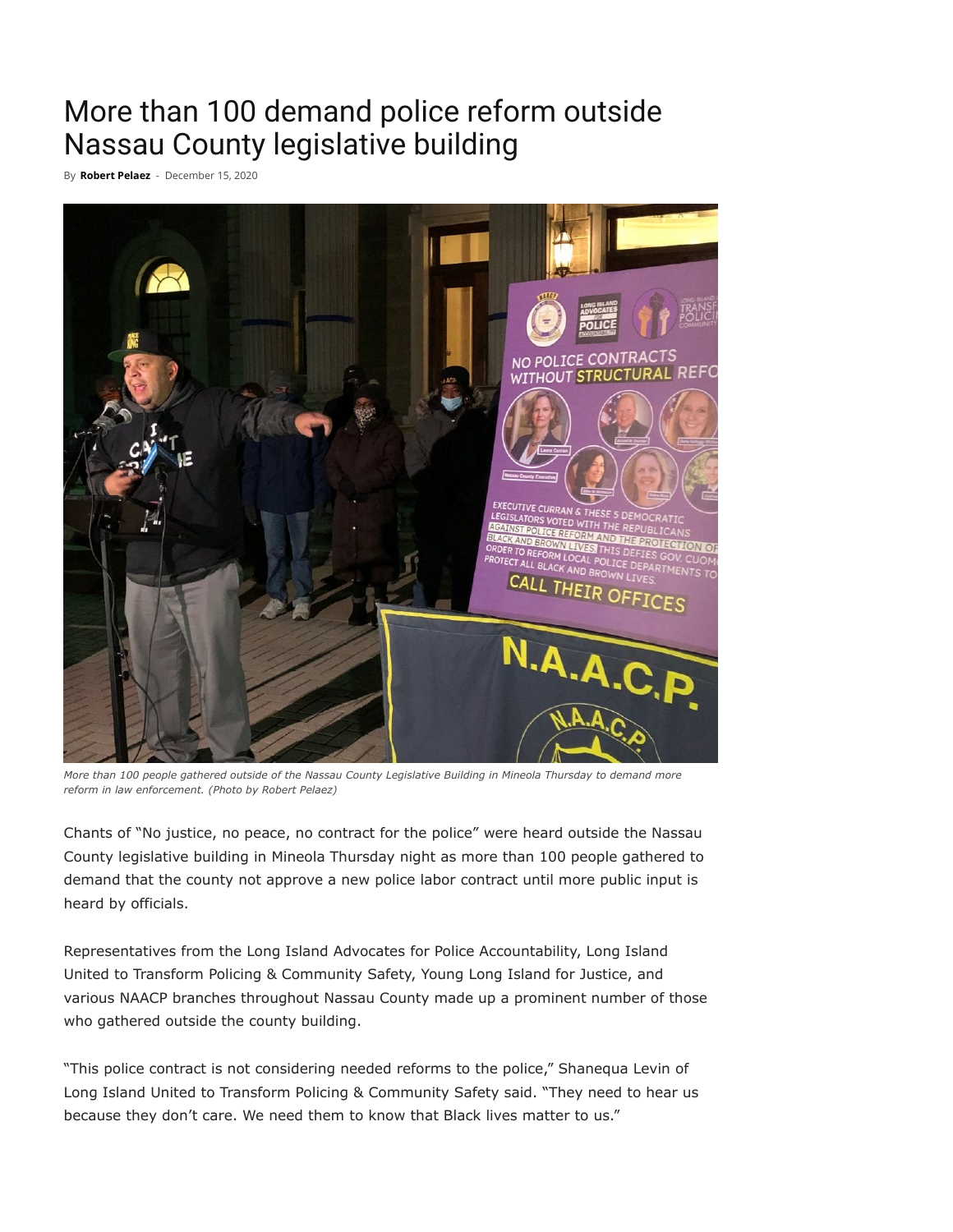# More than 100 demand police reform outside Nassau County legislative building

By **Robert Pelaez** - December 15, 2020

*More than 100 people gathered outside of the Nassau County Legislative Building in Mineola Thursday to demand more reform in law enforcement. (Photo by Robert Pelaez)*

Chants of "No justice, no peace, no contract for the police" were heard outside the Nassau County legislative building in Mineola Thursday night as more than 100 people gathered to demand that the county not approve a new police labor contract until more public input is heard by officials.

Representatives from the Long Island Advocates for Police Accountability, Long Island United to Transform Policing & Community Safety, Young Long Island for Justice, and various NAACP branches throughout Nassau County made up a prominent number of those who gathered outside the county building.

"This police contract is not considering needed reforms to the police," Shanequa Levin of Long Island United to Transform Policing & Community Safety said. "They need to hear us because they don't care. We need them to know that Black lives matter to us."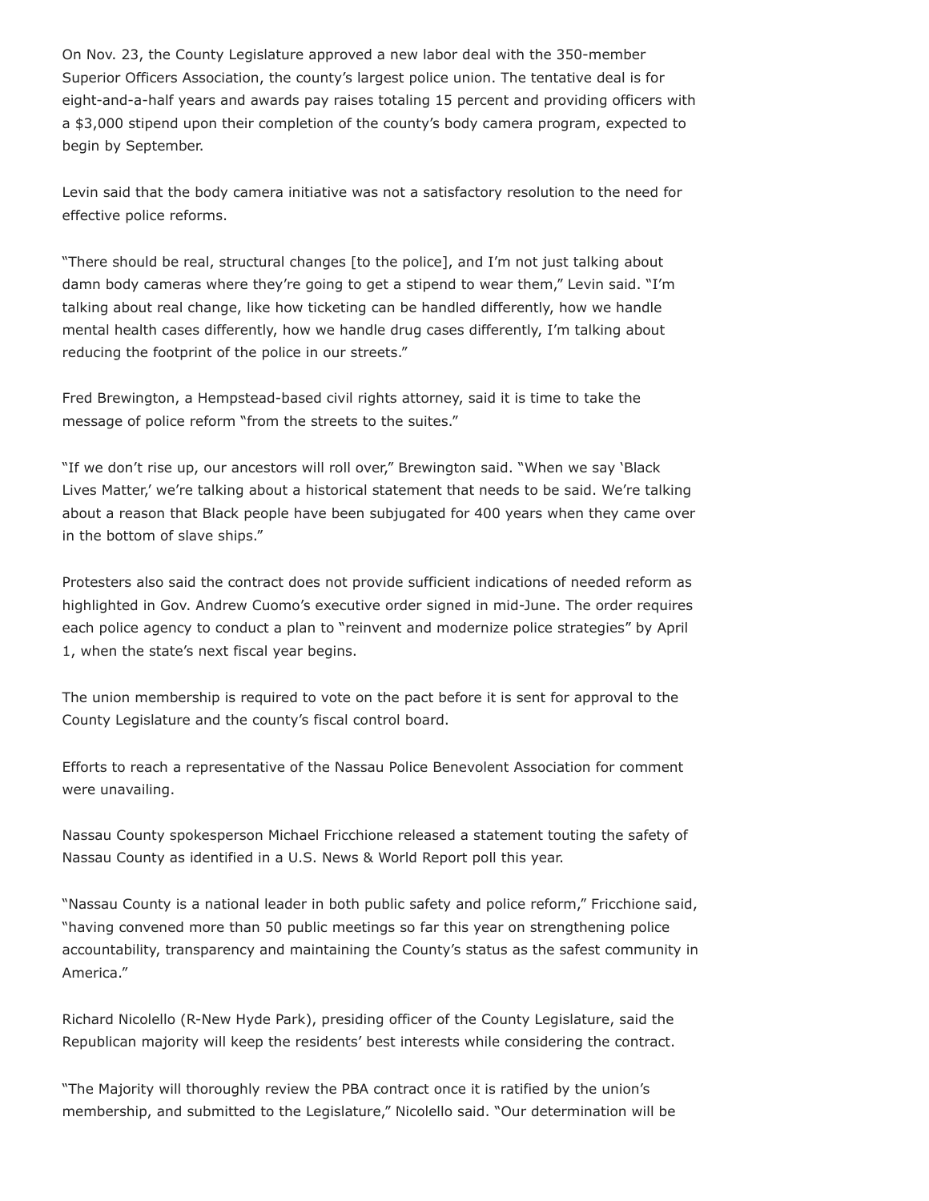On Nov. 23, the County Legislature approved a new labor deal with the 350-member Superior Officers Association, the county's largest police union. The tentative deal is for eight-and-a-half years and awards pay raises totaling 15 percent and providing officers with a $3,000 stipend upon their completion of the county's body camera program, expected to begin by September.

Levin said that the body camera initiative was not a satisfactory resolution to the need for effective police reforms.

"There should be real, structural changes [to the police], and I'm not just talking about damn body cameras where they're going to get a stipend to wear them," Levin said. "I'm talking about real change, like how ticketing can be handled differently, how we handle mental health cases differently, how we handle drug cases differently, I'm talking about reducing the footprint of the police in our streets."

Fred Brewington, a Hempstead-based civil rights attorney, said it is time to take the message of police reform "from the streets to the suites."

"If we don't rise up, our ancestors will roll over," Brewington said. "When we say 'Black Lives Matter,' we're talking about a historical statement that needs to be said. We're talking about a reason that Black people have been subjugated for 400 years when they came over in the bottom of slave ships."

Protesters also said the contract does not provide sufficient indications of needed reform as highlighted in Gov. Andrew Cuomo's executive order signed in mid-June. The order requires each police agency to conduct a plan to "reinvent and modernize police strategies" by April 1, when the state's next fiscal year begins.

The union membership is required to vote on the pact before it is sent for approval to the County Legislature and the county's fiscal control board.

Efforts to reach a representative of the Nassau Police Benevolent Association for comment were unavailing.

Nassau County spokesperson Michael Fricchione released a statement touting the safety of Nassau County as identified in a U.S. News & World Report poll this year.

"Nassau County is a national leader in both public safety and police reform," Fricchione said, "having convened more than 50 public meetings so far this year on strengthening police accountability, transparency and maintaining the County's status as the safest community in America."

Richard Nicolello (R-New Hyde Park), presiding officer of the County Legislature, said the Republican majority will keep the residents' best interests while considering the contract.

"The Majority will thoroughly review the PBA contract once it is ratified by the union's membership, and submitted to the Legislature," Nicolello said. "Our determination will be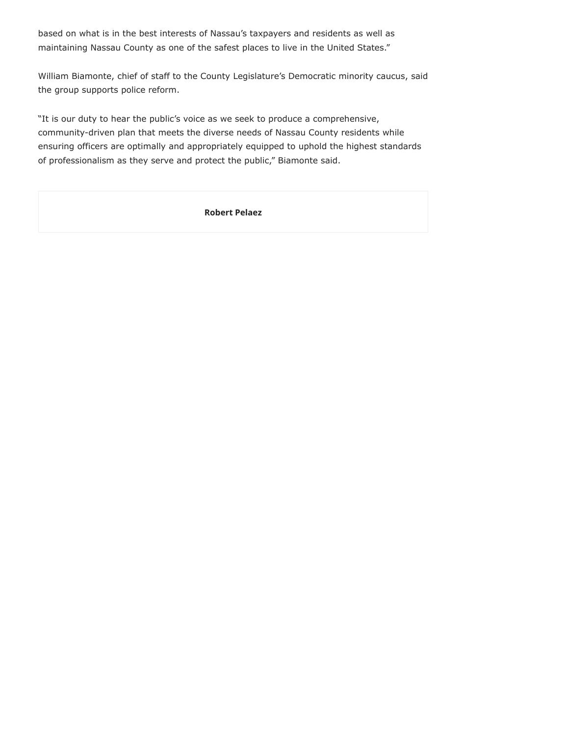based on what is in the best interests of Nassau's taxpayers and residents as well as maintaining Nassau County as one of the safest places to live in the United States."

William Biamonte, chief of staff to the County Legislature's Democratic minority caucus, said the group supports police reform.

"It is our duty to hear the public's voice as we seek to produce a comprehensive, community-driven plan that meets the diverse needs of Nassau County residents while ensuring officers are optimally and appropriately equipped to uphold the highest standards of professionalism as they serve and protect the public," Biamonte said.

**Robert Pelaez**